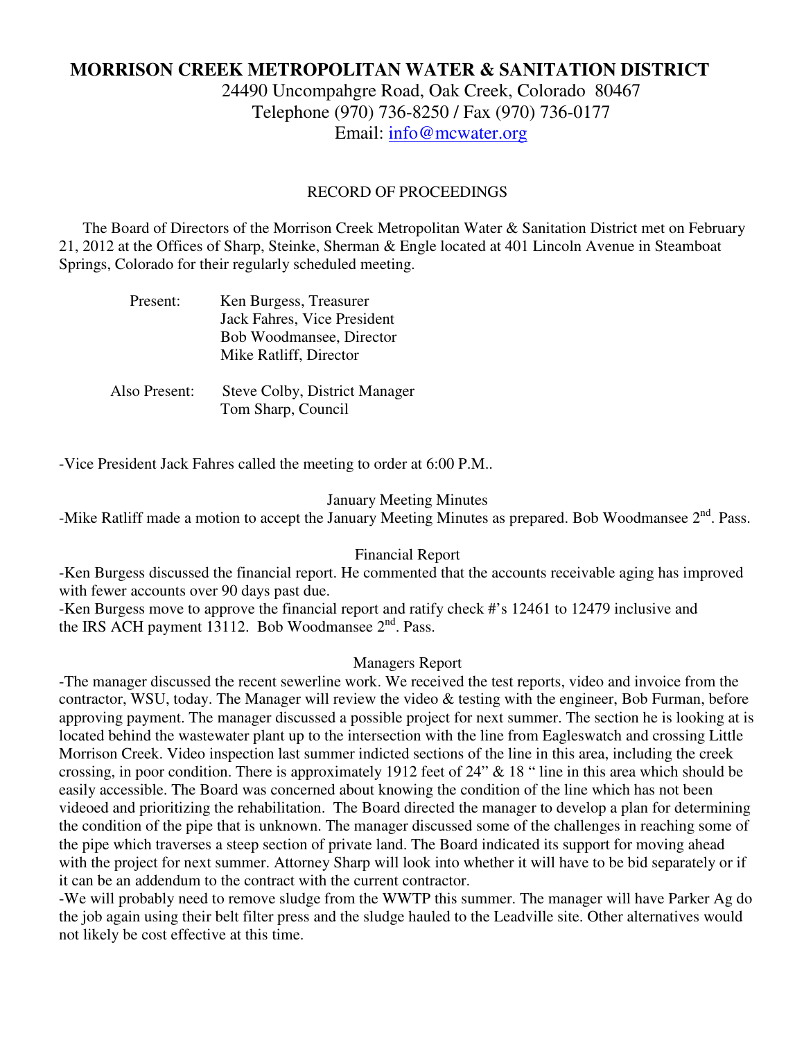# MORRISON CREEK METROPOLITAN WATER & SANITATION DISTRICT

24490 Uncompahgre Road, Oak Creek, Colorado 80467
Telephone (970) 736-8250 / Fax (970) 736-0177
Email: info@mcwater.org

RECORD OF PROCEEDINGS

The Board of Directors of the Morrison Creek Metropolitan Water & Sanitation District met on February 21, 2012 at the Offices of Sharp, Steinke, Sherman & Engle located at 401 Lincoln Avenue in Steamboat Springs, Colorado for their regularly scheduled meeting.

Present: Ken Burgess, Treasurer
Jack Fahres, Vice President
Bob Woodmansee, Director
Mike Ratliff, Director

Also Present: Steve Colby, District Manager
Tom Sharp, Council

-Vice President Jack Fahres called the meeting to order at 6:00 P.M..

January Meeting Minutes

-Mike Ratliff made a motion to accept the January Meeting Minutes as prepared. Bob Woodmansee 2nd. Pass.

Financial Report

-Ken Burgess discussed the financial report. He commented that the accounts receivable aging has improved with fewer accounts over 90 days past due.
-Ken Burgess move to approve the financial report and ratify check #'s 12461 to 12479 inclusive and the IRS ACH payment 13112. Bob Woodmansee 2nd. Pass.

Managers Report

-The manager discussed the recent sewerline work. We received the test reports, video and invoice from the contractor, WSU, today. The Manager will review the video & testing with the engineer, Bob Furman, before approving payment. The manager discussed a possible project for next summer. The section he is looking at is located behind the wastewater plant up to the intersection with the line from Eagleswatch and crossing Little Morrison Creek. Video inspection last summer indicted sections of the line in this area, including the creek crossing, in poor condition. There is approximately 1912 feet of 24" & 18 " line in this area which should be easily accessible. The Board was concerned about knowing the condition of the line which has not been videoed and prioritizing the rehabilitation. The Board directed the manager to develop a plan for determining the condition of the pipe that is unknown. The manager discussed some of the challenges in reaching some of the pipe which traverses a steep section of private land. The Board indicated its support for moving ahead with the project for next summer. Attorney Sharp will look into whether it will have to be bid separately or if it can be an addendum to the contract with the current contractor.
-We will probably need to remove sludge from the WWTP this summer. The manager will have Parker Ag do the job again using their belt filter press and the sludge hauled to the Leadville site. Other alternatives would not likely be cost effective at this time.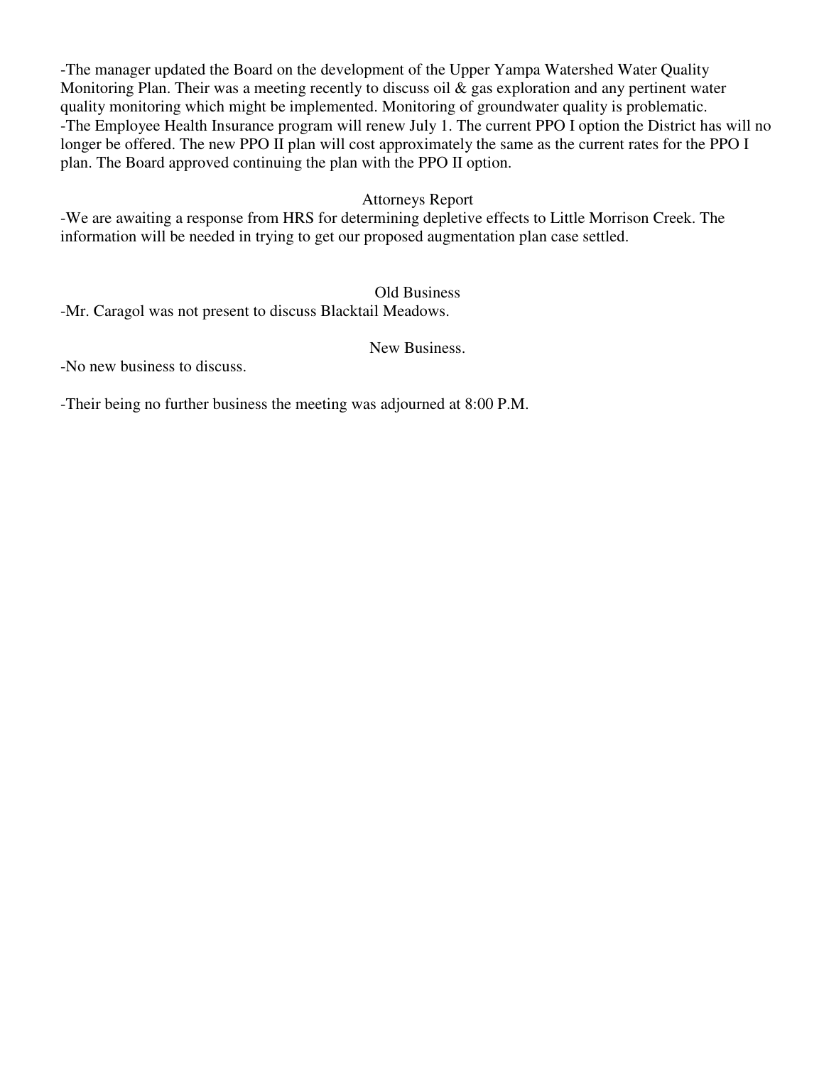-The manager updated the Board on the development of the Upper Yampa Watershed Water Quality Monitoring Plan. Their was a meeting recently to discuss oil & gas exploration and any pertinent water quality monitoring which might be implemented. Monitoring of groundwater quality is problematic.
-The Employee Health Insurance program will renew July 1. The current PPO I option the District has will no longer be offered. The new PPO II plan will cost approximately the same as the current rates for the PPO I plan. The Board approved continuing the plan with the PPO II option.

## Attorneys Report

-We are awaiting a response from HRS for determining depletive effects to Little Morrison Creek. The information will be needed in trying to get our proposed augmentation plan case settled.

## Old Business

-Mr. Caragol was not present to discuss Blacktail Meadows.

## New Business.

-No new business to discuss.

-Their being no further business the meeting was adjourned at 8:00 P.M.